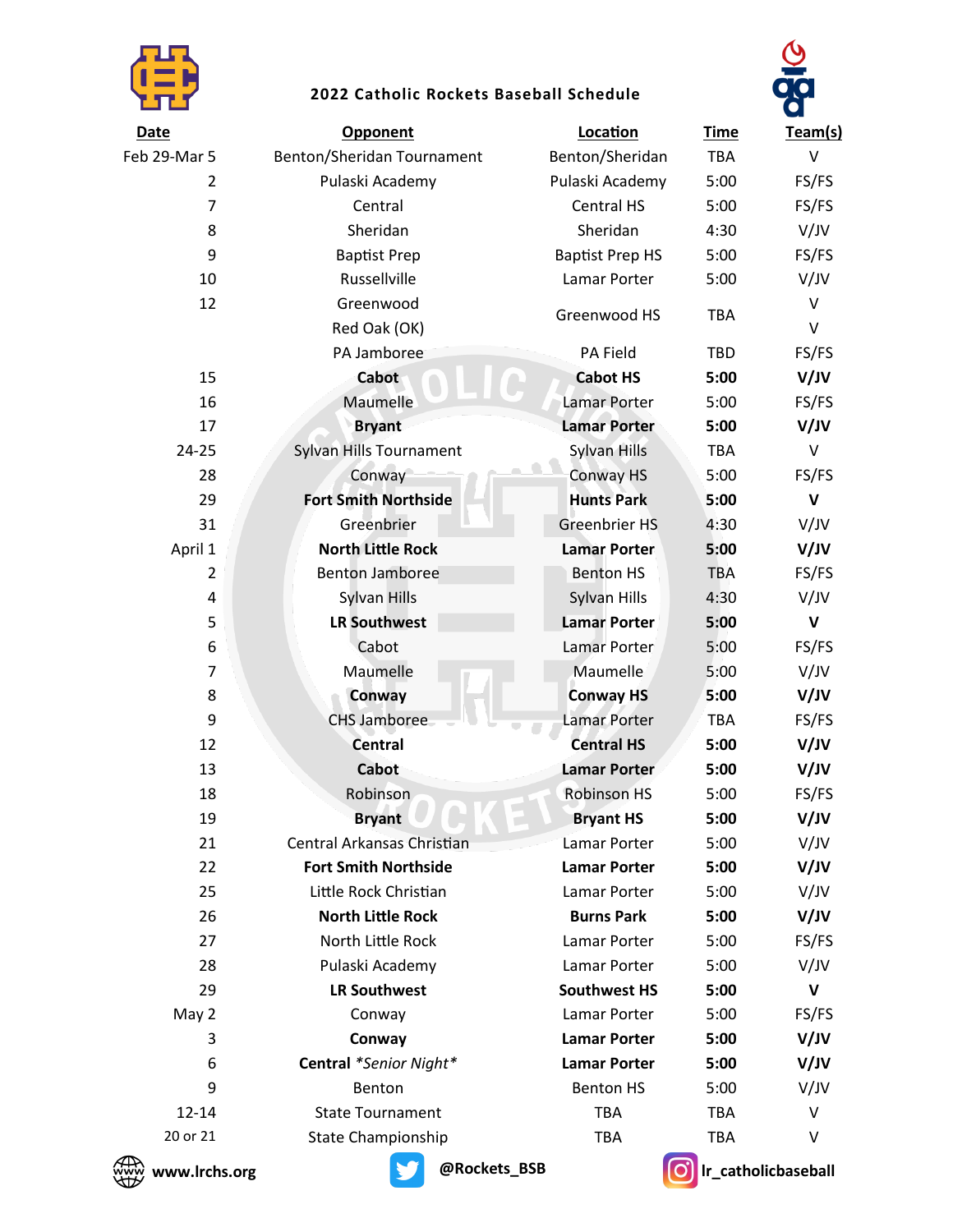**2022 Catholic Rockets Baseball Schedule**

| Date | Opponent | Location | Time | Team(s) |
|---|---|---|---|---|
| Feb 29-Mar 5 | Benton/Sheridan Tournament | Benton/Sheridan | TBA | V |
| 2 | Pulaski Academy | Pulaski Academy | 5:00 | FS/FS |
| 7 | Central | Central HS | 5:00 | FS/FS |
| 8 | Sheridan | Sheridan | 4:30 | V/JV |
| 9 | Baptist Prep | Baptist Prep HS | 5:00 | FS/FS |
| 10 | Russellville | Lamar Porter | 5:00 | V/JV |
| 12 | Greenwood | Greenwood HS | TBA | V |
| | Red Oak (OK) | | | V |
| | PA Jamboree | PA Field | TBD | FS/FS |
| 15 | **Cabot** | **Cabot HS** | **5:00** | **V/JV** |
| 16 | Maumelle | Lamar Porter | 5:00 | FS/FS |
| 17 | **Bryant** | **Lamar Porter** | **5:00** | **V/JV** |
| 24-25 | Sylvan Hills Tournament | Sylvan Hills | TBA | V |
| 28 | Conway | Conway HS | 5:00 | FS/FS |
| 29 | **Fort Smith Northside** | **Hunts Park** | **5:00** | **V** |
| 31 | Greenbrier | Greenbrier HS | 4:30 | V/JV |
| April 1 | **North Little Rock** | **Lamar Porter** | **5:00** | **V/JV** |
| 2 | Benton Jamboree | Benton HS | TBA | FS/FS |
| 4 | Sylvan Hills | Sylvan Hills | 4:30 | V/JV |
| 5 | **LR Southwest** | **Lamar Porter** | **5:00** | **V** |
| 6 | Cabot | Lamar Porter | 5:00 | FS/FS |
| 7 | Maumelle | Maumelle | 5:00 | V/JV |
| 8 | **Conway** | **Conway HS** | **5:00** | **V/JV** |
| 9 | CHS Jamboree | Lamar Porter | TBA | FS/FS |
| 12 | **Central** | **Central HS** | **5:00** | **V/JV** |
| 13 | **Cabot** | **Lamar Porter** | **5:00** | **V/JV** |
| 18 | Robinson | Robinson HS | 5:00 | FS/FS |
| 19 | **Bryant** | **Bryant HS** | **5:00** | **V/JV** |
| 21 | Central Arkansas Christian | Lamar Porter | 5:00 | V/JV |
| 22 | **Fort Smith Northside** | **Lamar Porter** | **5:00** | **V/JV** |
| 25 | Little Rock Christian | Lamar Porter | 5:00 | V/JV |
| 26 | **North Little Rock** | **Burns Park** | **5:00** | **V/JV** |
| 27 | North Little Rock | Lamar Porter | 5:00 | FS/FS |
| 28 | Pulaski Academy | Lamar Porter | 5:00 | V/JV |
| 29 | **LR Southwest** | **Southwest HS** | **5:00** | **V** |
| May 2 | Conway | Lamar Porter | 5:00 | FS/FS |
| 3 | **Conway** | **Lamar Porter** | **5:00** | **V/JV** |
| 6 | **Central** *\*Senior Night\** | **Lamar Porter** | **5:00** | **V/JV** |
| 9 | Benton | Benton HS | 5:00 | V/JV |
| 12-14 | State Tournament | TBA | TBA | V |
| 20 or 21 | State Championship | TBA | TBA | V |

**www.lrchs.org** **@Rockets_BSB** **lr_catholicbaseball**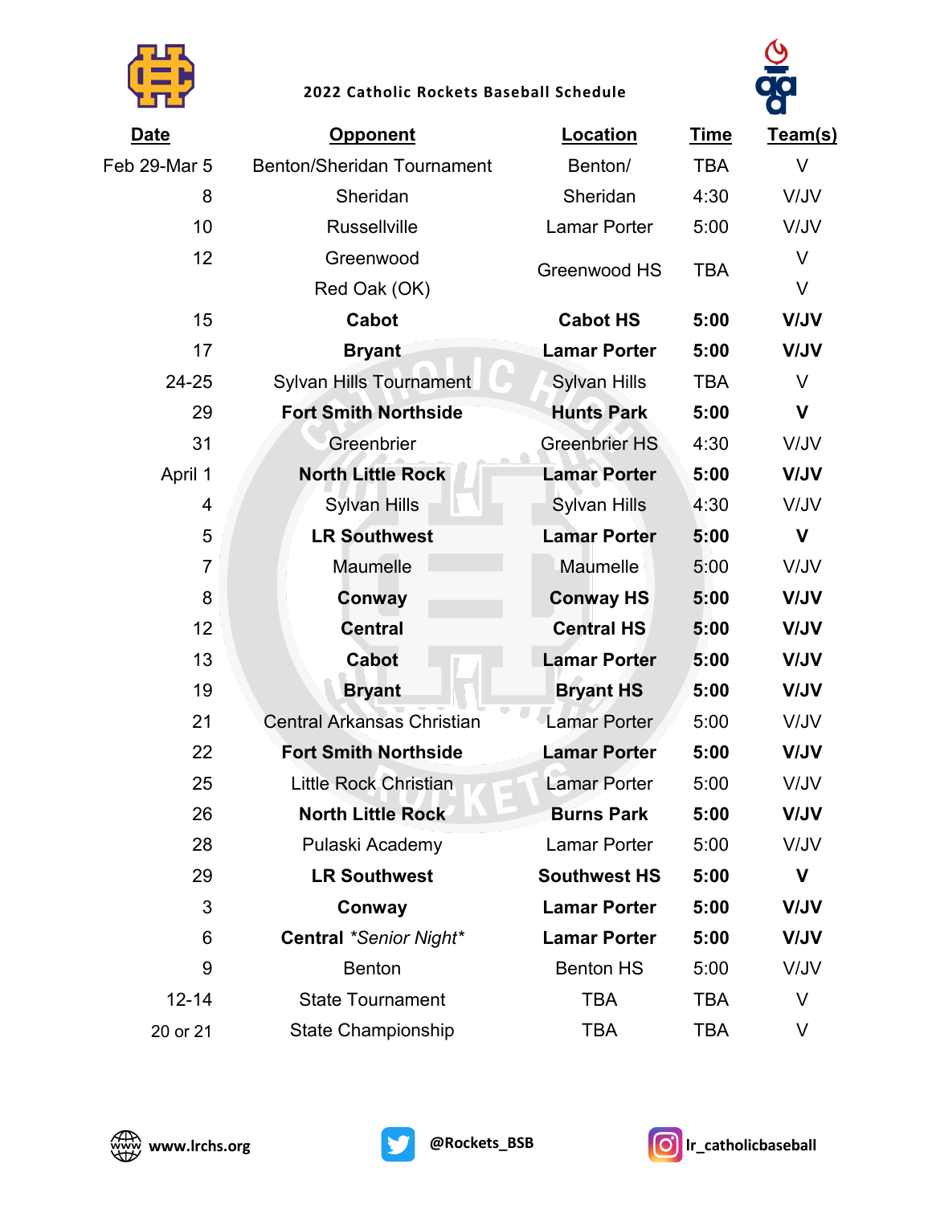**2022 Catholic Rockets Baseball Schedule**

| Date | Opponent | Location | Time | Team(s) |
|---|---|---|---|---|
| Feb 29-Mar 5 | Benton/Sheridan Tournament | Benton/ | TBA | V |
| 8 | Sheridan | Sheridan | 4:30 | V/JV |
| 10 | Russellville | Lamar Porter | 5:00 | V/JV |
| 12 | Greenwood | Greenwood HS | TBA | V |
| | Red Oak (OK) | | | V |
| 15 | **Cabot** | **Cabot HS** | **5:00** | **V/JV** |
| 17 | **Bryant** | **Lamar Porter** | **5:00** | **V/JV** |
| 24-25 | Sylvan Hills Tournament | Sylvan Hills | TBA | V |
| 29 | **Fort Smith Northside** | **Hunts Park** | **5:00** | **V** |
| 31 | Greenbrier | Greenbrier HS | 4:30 | V/JV |
| April 1 | **North Little Rock** | **Lamar Porter** | **5:00** | **V/JV** |
| 4 | Sylvan Hills | Sylvan Hills | 4:30 | V/JV |
| 5 | **LR Southwest** | **Lamar Porter** | **5:00** | **V** |
| 7 | Maumelle | Maumelle | 5:00 | V/JV |
| 8 | **Conway** | **Conway HS** | **5:00** | **V/JV** |
| 12 | **Central** | **Central HS** | **5:00** | **V/JV** |
| 13 | **Cabot** | **Lamar Porter** | **5:00** | **V/JV** |
| 19 | **Bryant** | **Bryant HS** | **5:00** | **V/JV** |
| 21 | Central Arkansas Christian | Lamar Porter | 5:00 | V/JV |
| 22 | **Fort Smith Northside** | **Lamar Porter** | **5:00** | **V/JV** |
| 25 | Little Rock Christian | Lamar Porter | 5:00 | V/JV |
| 26 | **North Little Rock** | **Burns Park** | **5:00** | **V/JV** |
| 28 | Pulaski Academy | Lamar Porter | 5:00 | V/JV |
| 29 | **LR Southwest** | **Southwest HS** | **5:00** | **V** |
| 3 | **Conway** | **Lamar Porter** | **5:00** | **V/JV** |
| 6 | **Central** *\*Senior Night\** | **Lamar Porter** | **5:00** | **V/JV** |
| 9 | Benton | Benton HS | 5:00 | V/JV |
| 12-14 | State Tournament | TBA | TBA | V |
| 20 or 21 | State Championship | TBA | TBA | V |

www.lrchs.org @Rockets_BSB lr_catholicbaseball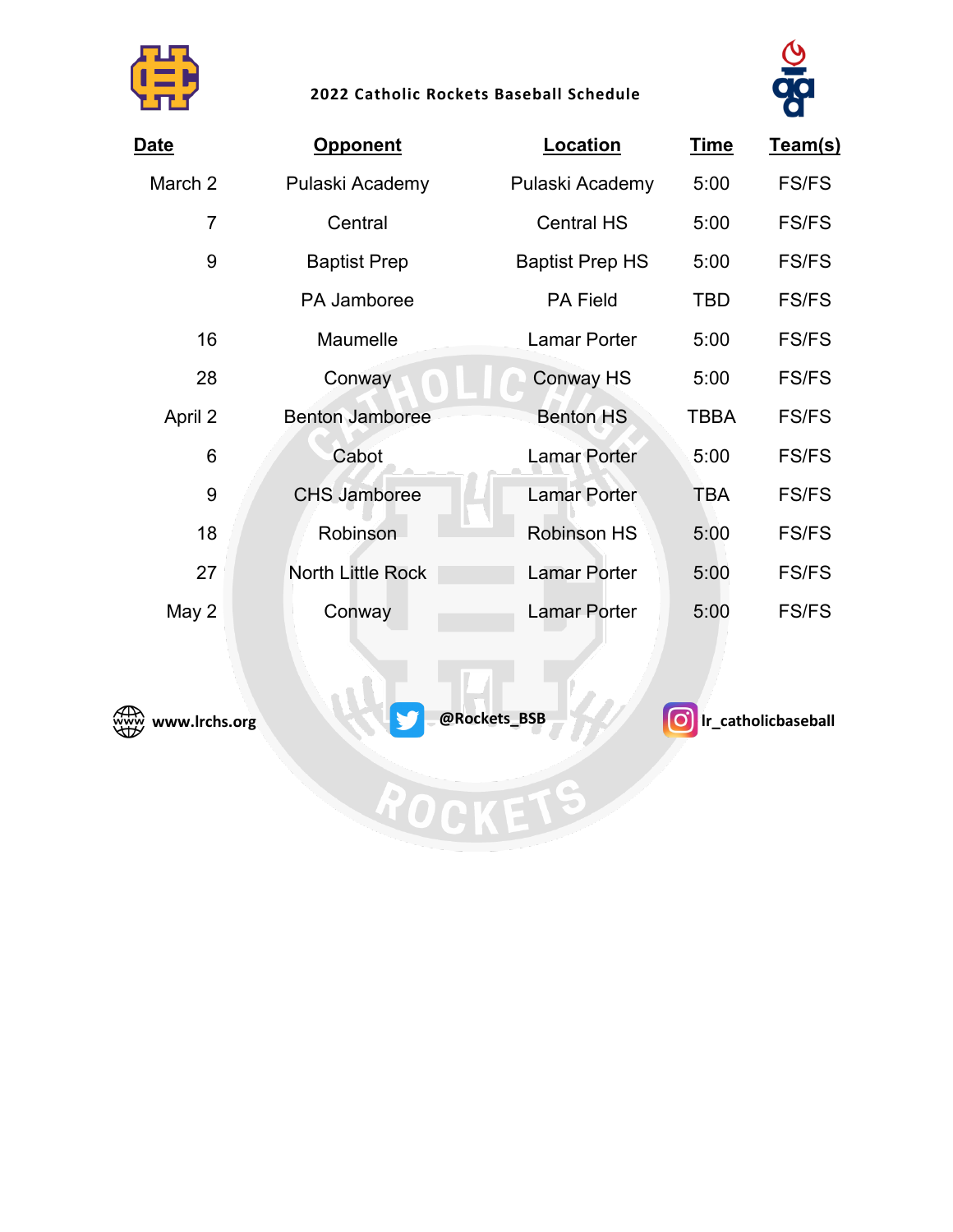# 2022 Catholic Rockets Baseball Schedule

| Date | Opponent | Location | Time | Team(s) |
|---|---|---|---|---|
| March 2 | Pulaski Academy | Pulaski Academy | 5:00 | FS/FS |
| 7 | Central | Central HS | 5:00 | FS/FS |
| 9 | Baptist Prep | Baptist Prep HS | 5:00 | FS/FS |
| | PA Jamboree | PA Field | TBD | FS/FS |
| 16 | Maumelle | Lamar Porter | 5:00 | FS/FS |
| 28 | Conway | Conway HS | 5:00 | FS/FS |
| April 2 | Benton Jamboree | Benton HS | TBBA | FS/FS |
| 6 | Cabot | Lamar Porter | 5:00 | FS/FS |
| 9 | CHS Jamboree | Lamar Porter | TBA | FS/FS |
| 18 | Robinson | Robinson HS | 5:00 | FS/FS |
| 27 | North Little Rock | Lamar Porter | 5:00 | FS/FS |
| May 2 | Conway | Lamar Porter | 5:00 | FS/FS |

www.lrchs.org

@Rockets_BSB

lr_catholicbaseball